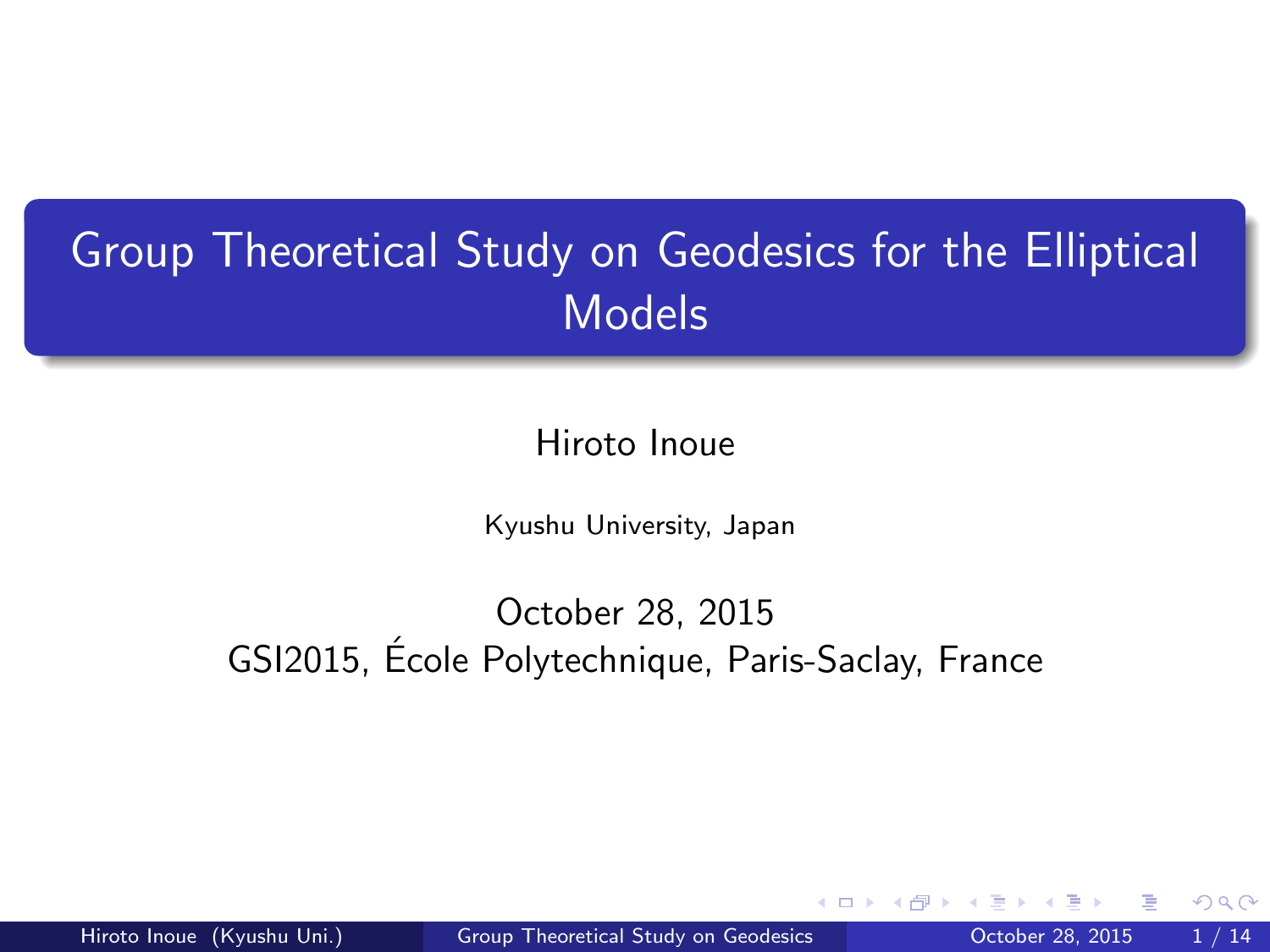# Group Theoretical Study on Geodesics for the Elliptical Models

Hiroto Inoue

Kyushu University, Japan

October 28, 2015

GSI2015, École Polytechnique, Paris-Saclay, France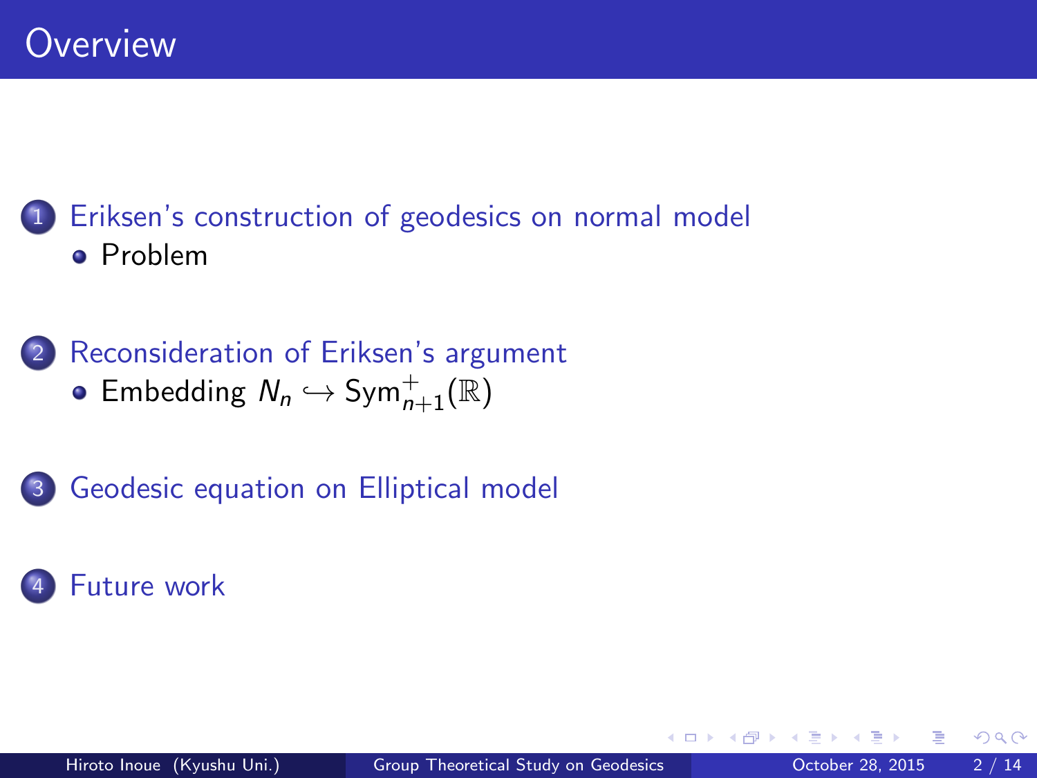# Overview

1. Eriksen's construction of geodesics on normal model
   - Problem
2. Reconsideration of Eriksen's argument
   - Embedding $N_n \hookrightarrow \mathrm{Sym}^+_{n+1}(\mathbb{R})$
3. Geodesic equation on Elliptical model
4. Future work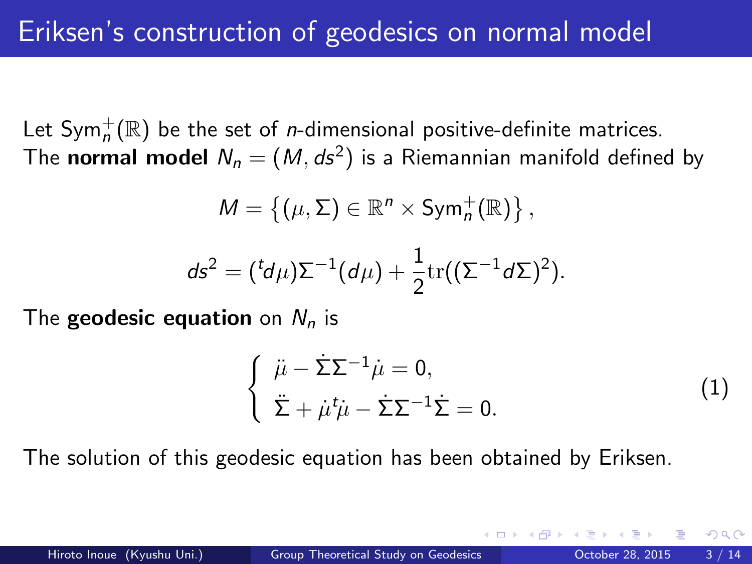# Eriksen's construction of geodesics on normal model

Let $\mathrm{Sym}_n^+(\mathbb{R})$ be the set of $n$-dimensional positive-definite matrices. The **normal model** $N_n = (M, ds^2)$ is a Riemannian manifold defined by

$$M = \left\{(\mu, \Sigma) \in \mathbb{R}^n \times \mathrm{Sym}_n^+(\mathbb{R})\right\},$$

$$ds^2 = ({}^t d\mu)\Sigma^{-1}(d\mu) + \frac{1}{2}\mathrm{tr}((\Sigma^{-1}d\Sigma)^2).$$

The **geodesic equation** on $N_n$ is

$$\begin{cases} \ddot{\mu} - \dot{\Sigma}\Sigma^{-1}\dot{\mu} = 0, \\ \ddot{\Sigma} + \dot{\mu}{}^t\dot{\mu} - \dot{\Sigma}\Sigma^{-1}\dot{\Sigma} = 0. \end{cases} \tag{1}$$

The solution of this geodesic equation has been obtained by Eriksen.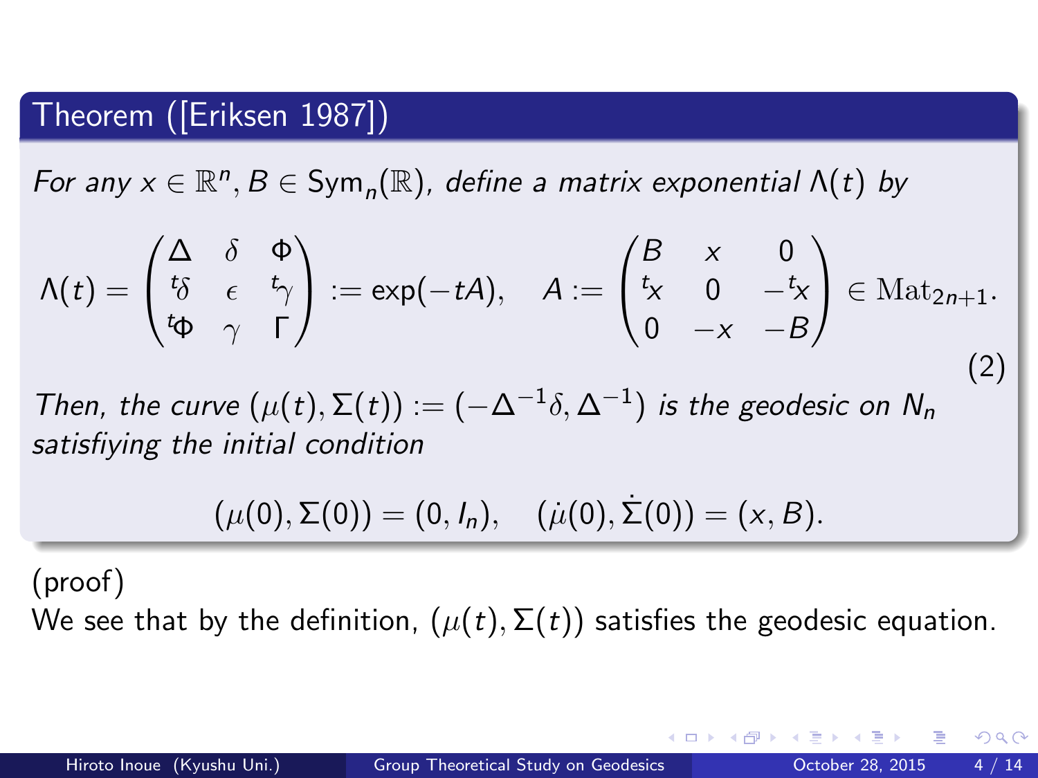### Theorem ([Eriksen 1987])

*For any $x \in \mathbb{R}^n, B \in \mathrm{Sym}_n(\mathbb{R})$, define a matrix exponential $\Lambda(t)$ by*

$$\Lambda(t) = \begin{pmatrix} \Delta & \delta & \Phi \\ {}^t\delta & \epsilon & {}^t\gamma \\ {}^t\Phi & \gamma & \Gamma \end{pmatrix} := \exp(-tA), \quad A := \begin{pmatrix} B & x & 0 \\ {}^t x & 0 & -{}^t x \\ 0 & -x & -B \end{pmatrix} \in \mathrm{Mat}_{2n+1}. \tag{2}$$

*Then, the curve $(\mu(t), \Sigma(t)) := (-\Delta^{-1}\delta, \Delta^{-1})$ is the geodesic on $N_n$ satisfiying the initial condition*

$$(\mu(0), \Sigma(0)) = (0, I_n), \quad (\dot{\mu}(0), \dot{\Sigma}(0)) = (x, B).$$

(proof)

We see that by the definition, $(\mu(t), \Sigma(t))$ satisfies the geodesic equation.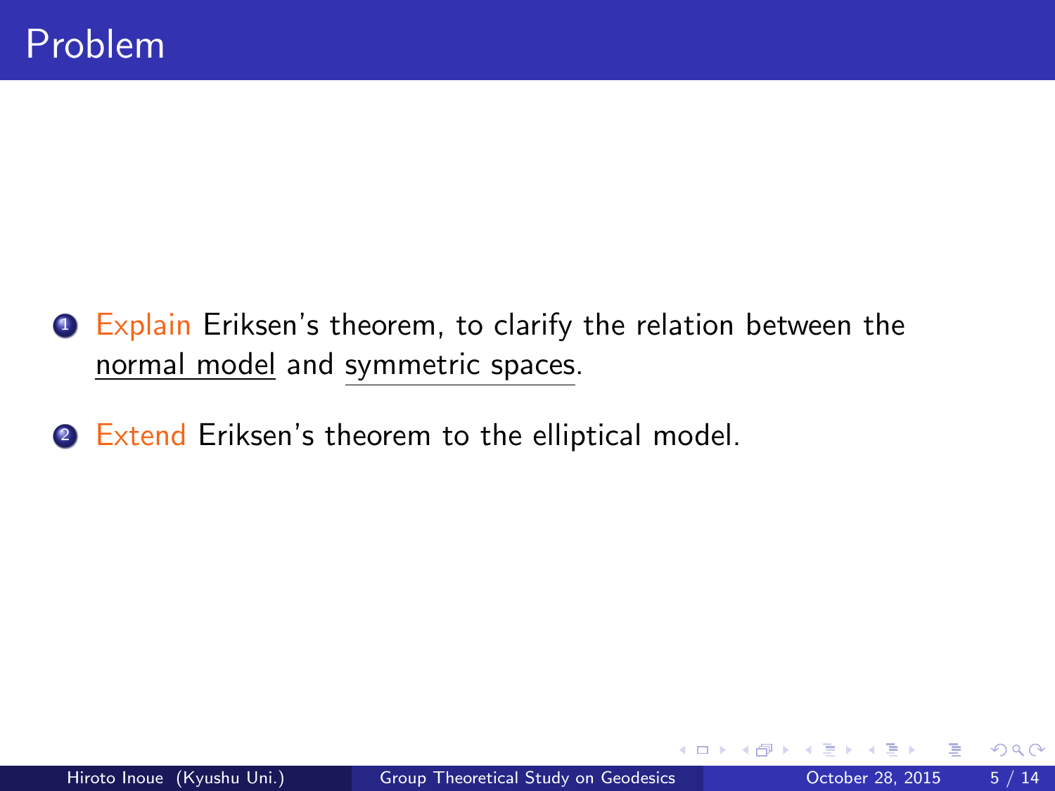# Problem

1. Explain Eriksen's theorem, to clarify the relation between the normal model and symmetric spaces.
2. Extend Eriksen's theorem to the elliptical model.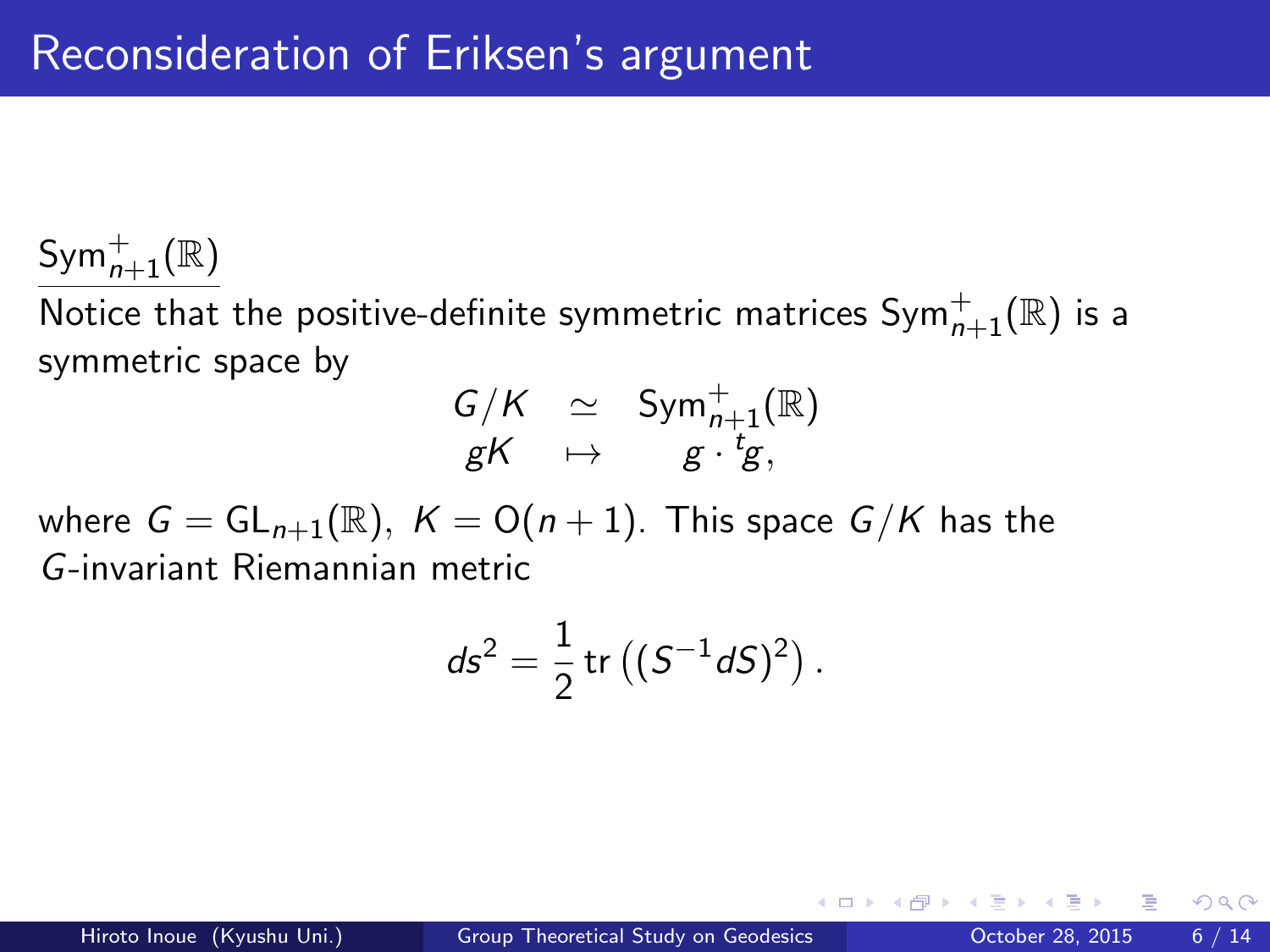# Reconsideration of Eriksen's argument

$\underline{\mathrm{Sym}^+_{n+1}(\mathbb{R})}$

Notice that the positive-definite symmetric matrices $\mathrm{Sym}^+_{n+1}(\mathbb{R})$ is a symmetric space by

$$
\begin{array}{ccc}
G/K & \simeq & \mathrm{Sym}^+_{n+1}(\mathbb{R}) \\
gK & \mapsto & g \cdot {}^t g,
\end{array}
$$

where $G = \mathrm{GL}_{n+1}(\mathbb{R}),\ K = \mathrm{O}(n+1)$. This space $G/K$ has the $G$-invariant Riemannian metric

$$
ds^2 = \frac{1}{2} \operatorname{tr}\left( (S^{-1} dS)^2 \right).
$$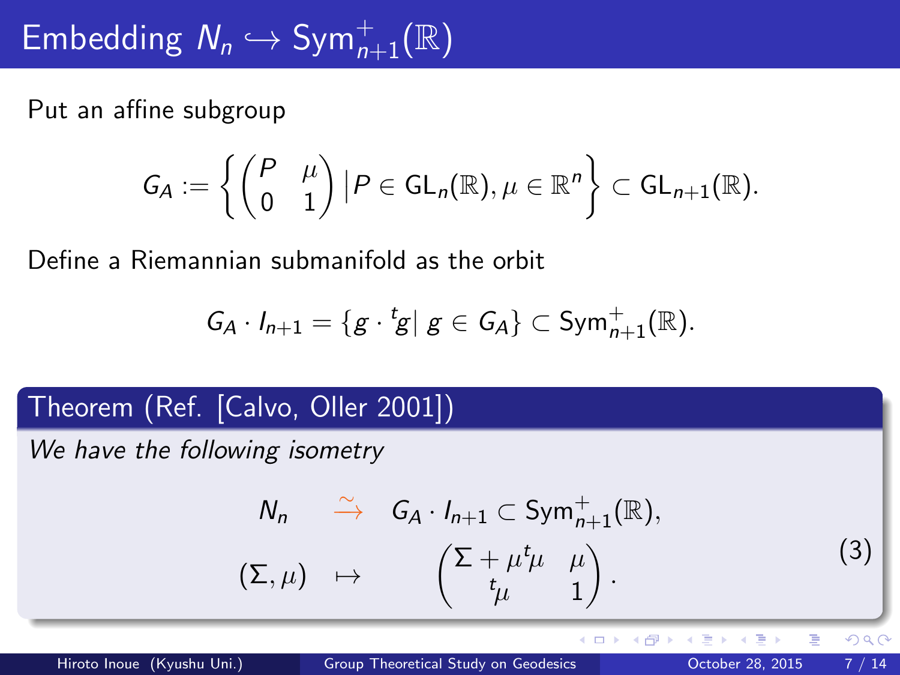# Embedding $N_n \hookrightarrow \mathrm{Sym}^+_{n+1}(\mathbb{R})$

Put an affine subgroup

$$G_A := \left\{ \begin{pmatrix} P & \mu \\ 0 & 1 \end{pmatrix} \,\middle|\, P \in \mathrm{GL}_n(\mathbb{R}), \mu \in \mathbb{R}^n \right\} \subset \mathrm{GL}_{n+1}(\mathbb{R}).$$

Define a Riemannian submanifold as the orbit

$$G_A \cdot I_{n+1} = \{ g \cdot {}^t g \mid g \in G_A \} \subset \mathrm{Sym}^+_{n+1}(\mathbb{R}).$$

## Theorem (Ref. [Calvo, Oller 2001])

*We have the following isometry*

$$\begin{array}{ccc} N_n & \xrightarrow{\sim} & G_A \cdot I_{n+1} \subset \mathrm{Sym}^+_{n+1}(\mathbb{R}), \\ (\Sigma, \mu) & \mapsto & \begin{pmatrix} \Sigma + \mu\, {}^t\mu & \mu \\ {}^t\mu & 1 \end{pmatrix}. \end{array} \tag{3}$$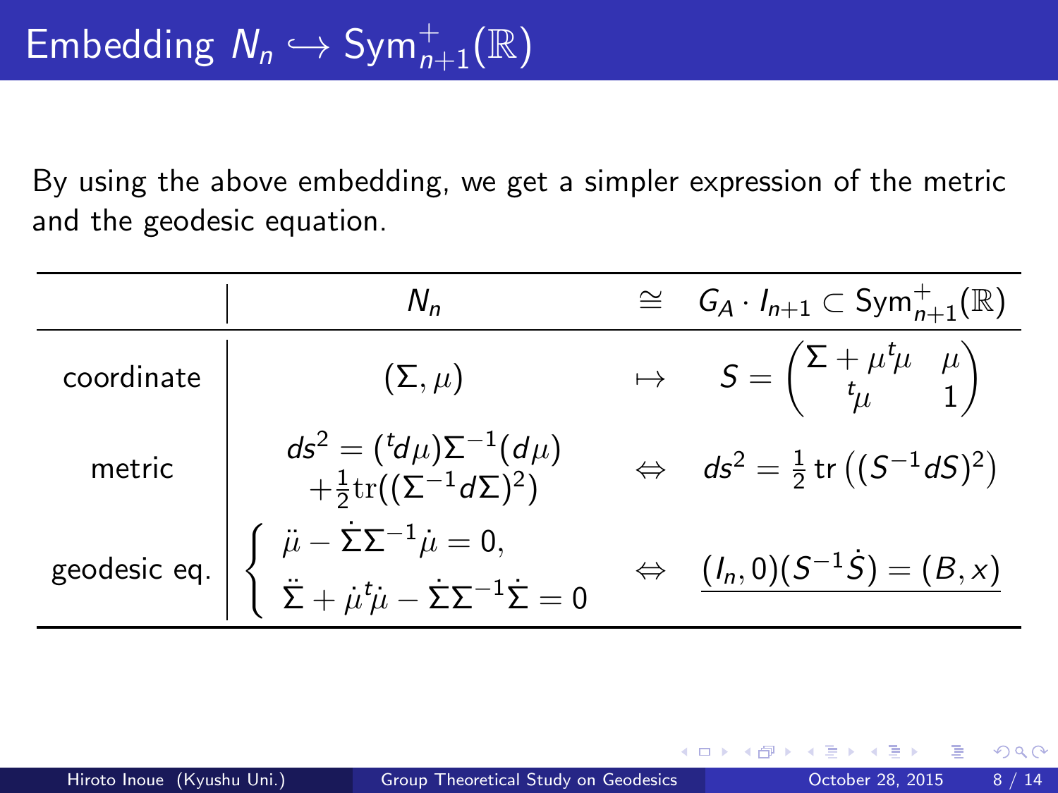# Embedding $N_n \hookrightarrow \mathrm{Sym}^+_{n+1}(\mathbb{R})$

By using the above embedding, we get a simpler expression of the metric and the geodesic equation.

| | $N_n$ | $\cong$ | $G_A \cdot I_{n+1} \subset \mathrm{Sym}^+_{n+1}(\mathbb{R})$ |
|---|---|---|---|
| coordinate | $(\Sigma, \mu)$ | $\mapsto$ | $S = \begin{pmatrix} \Sigma + \mu\,{}^t\mu & \mu \\ {}^t\mu & 1 \end{pmatrix}$ |
| metric | $ds^2 = ({}^t d\mu)\Sigma^{-1}(d\mu) + \frac{1}{2}\mathrm{tr}((\Sigma^{-1}d\Sigma)^2)$ | $\Leftrightarrow$ | $ds^2 = \frac{1}{2}\,\mathrm{tr}\left((S^{-1}dS)^2\right)$ |
| geodesic eq. | $\begin{cases} \ddot{\mu} - \dot{\Sigma}\Sigma^{-1}\dot{\mu} = 0, \\ \ddot{\Sigma} + \dot{\mu}\,{}^t\dot{\mu} - \dot{\Sigma}\Sigma^{-1}\dot{\Sigma} = 0 \end{cases}$ | $\Leftrightarrow$ | $\underline{(I_n, 0)(S^{-1}\dot{S}) = (B, x)}$ |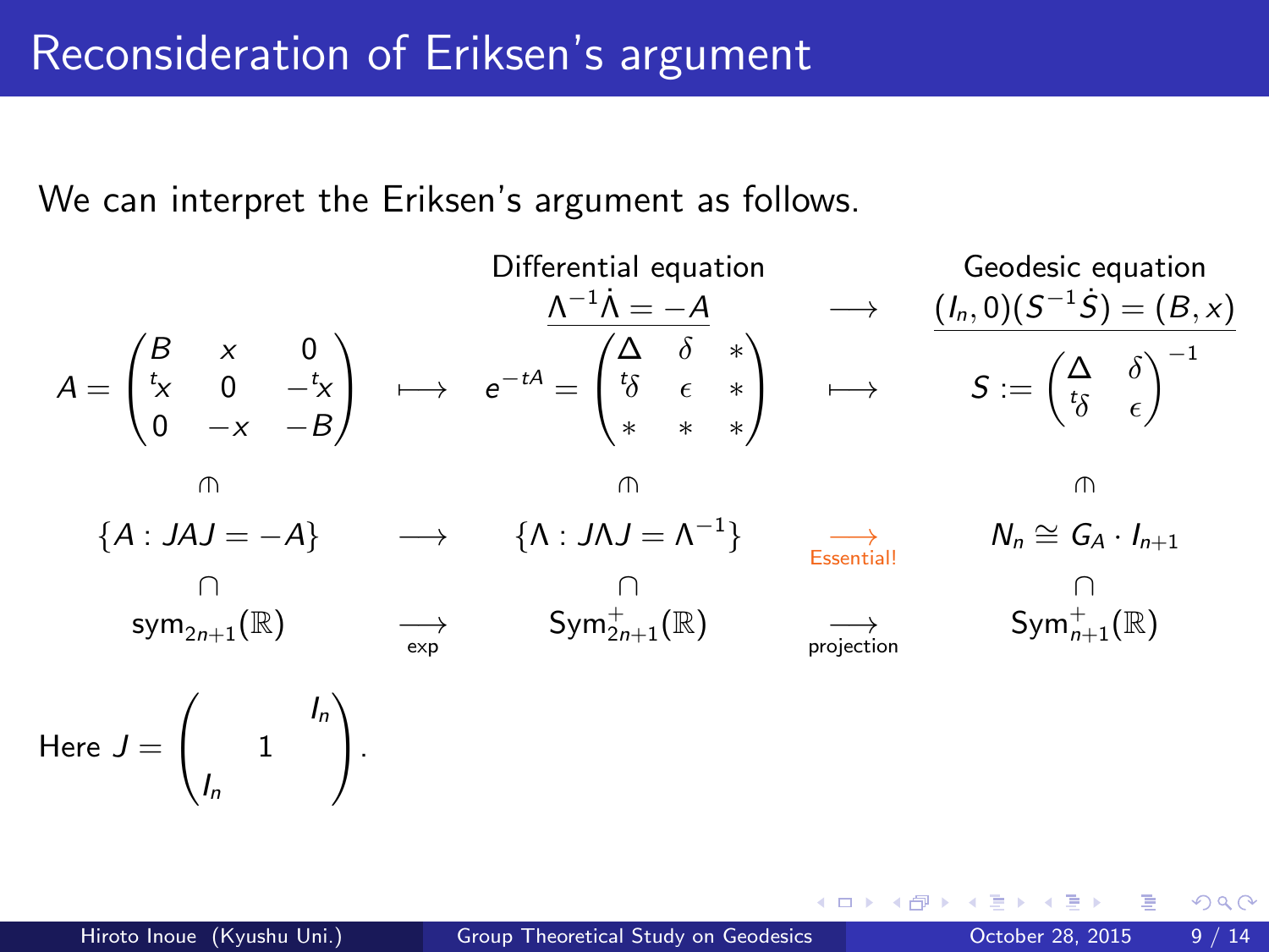# Reconsideration of Eriksen's argument

We can interpret the Eriksen's argument as follows.

Differential equation: $\underline{\Lambda^{-1}\dot{\Lambda} = -A}$ $\longrightarrow$ Geodesic equation: $\underline{(I_n, 0)(S^{-1}\dot{S}) = (B, x)}$

$$A = \begin{pmatrix} B & x & 0 \\ {}^t x & 0 & -{}^t x \\ 0 & -x & -B \end{pmatrix} \longmapsto e^{-tA} = \begin{pmatrix} \Delta & \delta & * \\ {}^t\delta & \epsilon & * \\ * & * & * \end{pmatrix} \longmapsto S := \begin{pmatrix} \Delta & \delta \\ {}^t\delta & \epsilon \end{pmatrix}^{-1}$$

$$\pitchfork \qquad\qquad \pitchfork \qquad\qquad \pitchfork$$

$$\{A : JAJ = -A\} \longrightarrow \{\Lambda : J\Lambda J = \Lambda^{-1}\} \underset{\text{Essential!}}{\longrightarrow} N_n \cong G_A \cdot I_{n+1}$$

$$\cap \qquad\qquad \cap \qquad\qquad \cap$$

$$\mathrm{sym}_{2n+1}(\mathbb{R}) \underset{\exp}{\longrightarrow} \mathrm{Sym}^+_{2n+1}(\mathbb{R}) \underset{\text{projection}}{\longrightarrow} \mathrm{Sym}^+_{n+1}(\mathbb{R})$$

Here $J = \begin{pmatrix} & & I_n \\ & 1 & \\ I_n & & \end{pmatrix}$.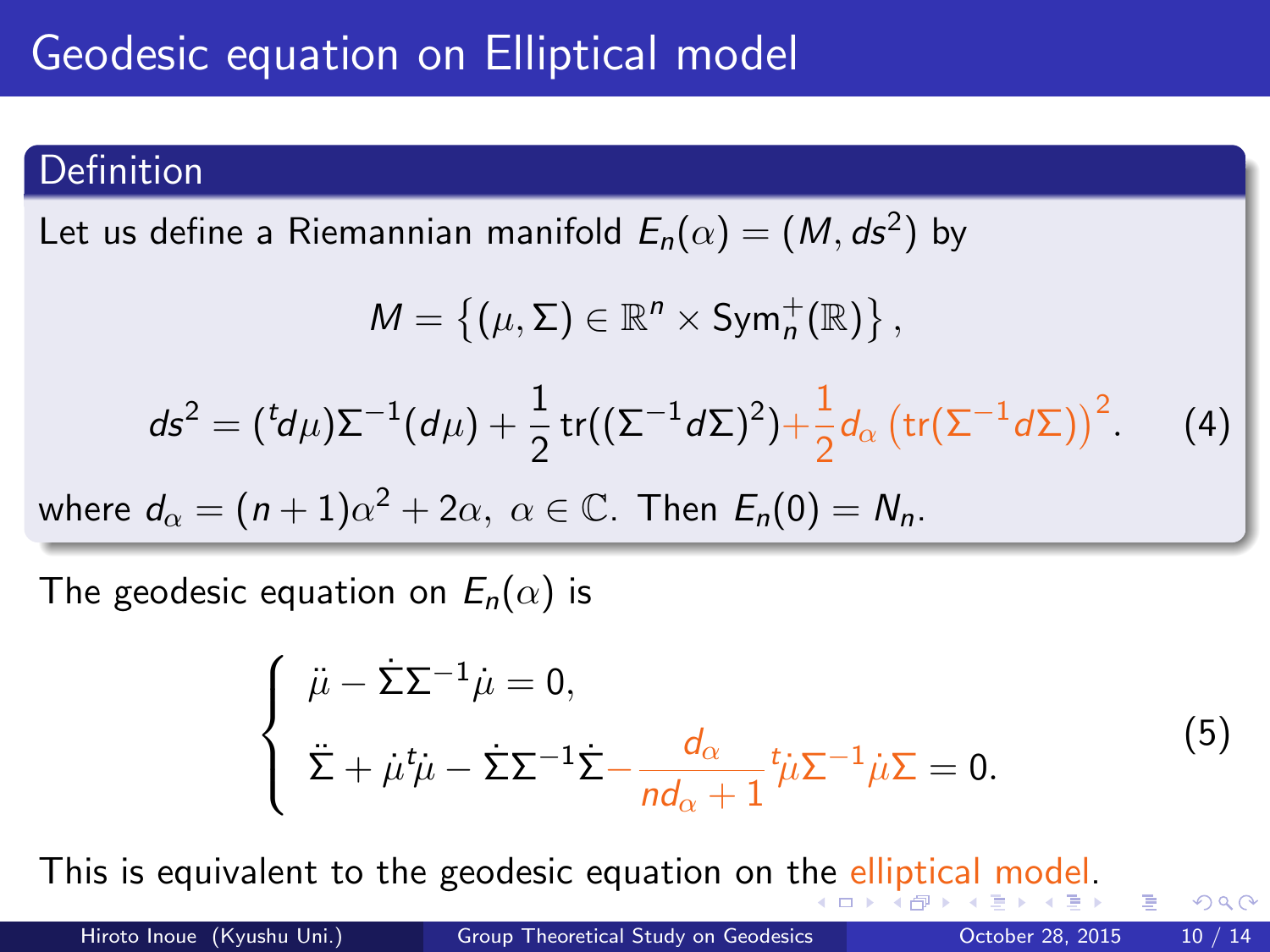# Geodesic equation on Elliptical model

**Definition**

Let us define a Riemannian manifold $E_n(\alpha) = (M, ds^2)$ by

$$M = \left\{ (\mu, \Sigma) \in \mathbb{R}^n \times \mathrm{Sym}_n^+(\mathbb{R}) \right\},$$

$$ds^2 = ({}^t d\mu)\Sigma^{-1}(d\mu) + \frac{1}{2}\mathrm{tr}((\Sigma^{-1}d\Sigma)^2) + \frac{1}{2}d_\alpha \left(\mathrm{tr}(\Sigma^{-1}d\Sigma)\right)^2. \tag{4}$$

where $d_\alpha = (n+1)\alpha^2 + 2\alpha,\ \alpha \in \mathbb{C}$. Then $E_n(0) = N_n$.

The geodesic equation on $E_n(\alpha)$ is

$$\begin{cases} \ddot{\mu} - \dot{\Sigma}\Sigma^{-1}\dot{\mu} = 0, \\ \ddot{\Sigma} + \dot{\mu}{}^t\dot{\mu} - \dot{\Sigma}\Sigma^{-1}\dot{\Sigma} - \dfrac{d_\alpha}{nd_\alpha + 1}{}^t\dot{\mu}\Sigma^{-1}\dot{\mu}\Sigma = 0. \end{cases} \tag{5}$$

This is equivalent to the geodesic equation on the elliptical model.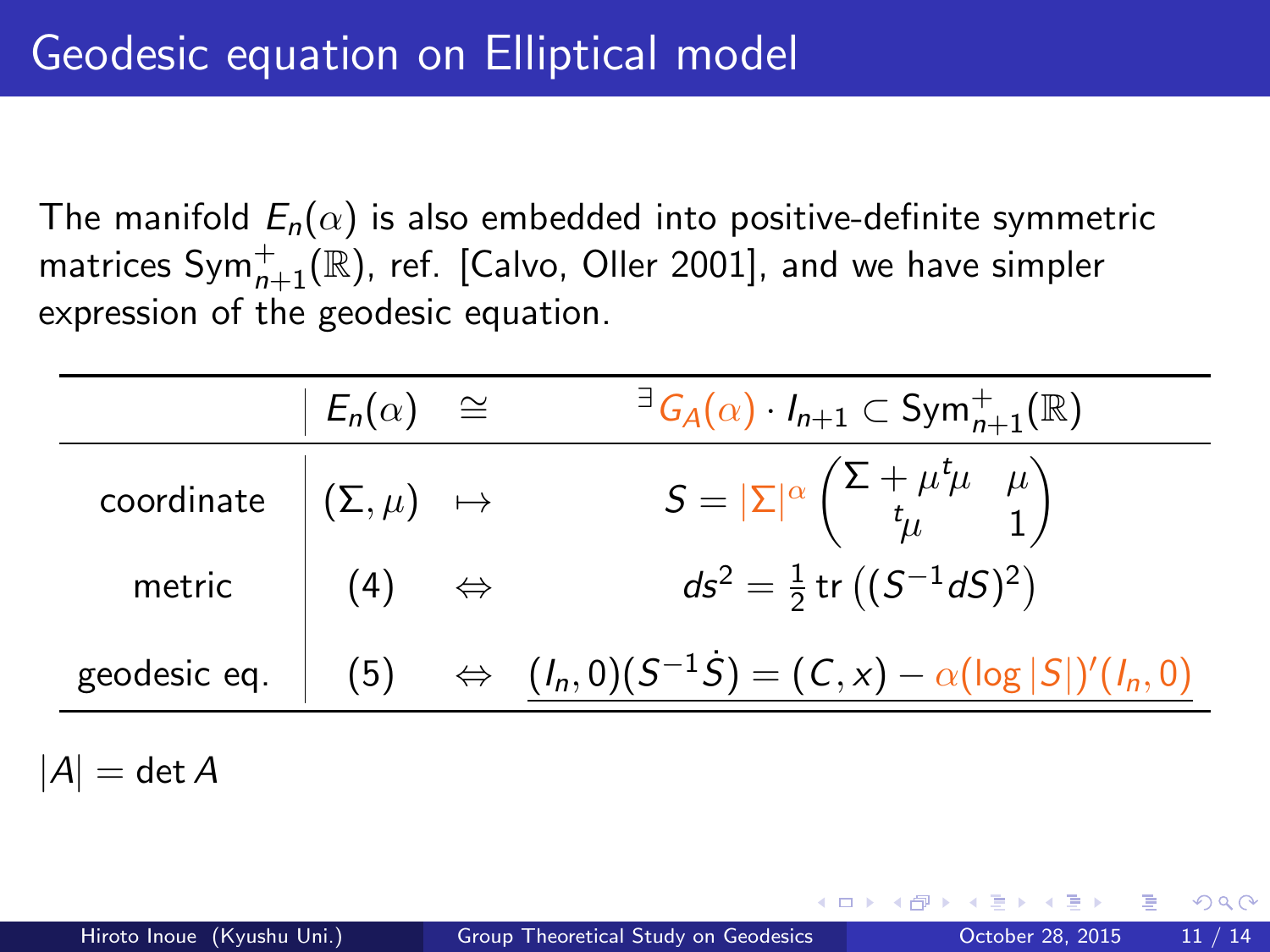# Geodesic equation on Elliptical model

The manifold $E_n(\alpha)$ is also embedded into positive-definite symmetric matrices $\mathrm{Sym}^+_{n+1}(\mathbb{R})$, ref. [Calvo, Oller 2001], and we have simpler expression of the geodesic equation.

| | $E_n(\alpha)$ | $\cong$ | $^\exists G_A(\alpha) \cdot I_{n+1} \subset \mathrm{Sym}^+_{n+1}(\mathbb{R})$ |
|---|---|---|---|
| coordinate | $(\Sigma, \mu)$ | $\mapsto$ | $S = \lvert\Sigma\rvert^\alpha \begin{pmatrix} \Sigma + \mu\,{}^t\mu & \mu \\ {}^t\mu & 1 \end{pmatrix}$ |
| metric | (4) | $\Leftrightarrow$ | $ds^2 = \frac{1}{2}\,\mathrm{tr}\left((S^{-1}dS)^2\right)$ |
| geodesic eq. | (5) | $\Leftrightarrow$ | $\underline{(I_n, 0)(S^{-1}\dot{S}) = (C, x) - \alpha(\log\lvert S\rvert)'(I_n, 0)}$ |

$|A| = \det A$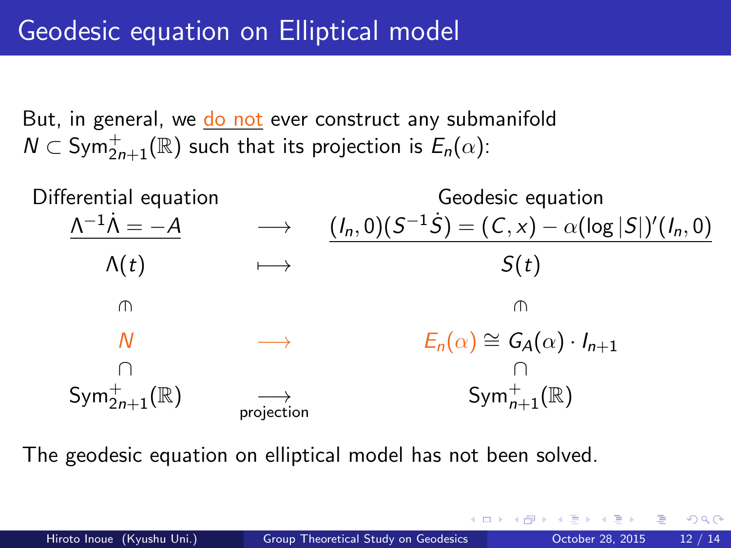# Geodesic equation on Elliptical model

But, in general, we do not ever construct any submanifold $N \subset \mathrm{Sym}^+_{2n+1}(\mathbb{R})$ such that its projection is $E_n(\alpha)$:

| Differential equation | | Geodesic equation |
|---|---|---|
| $\Lambda^{-1}\dot{\Lambda} = -A$ | $\longrightarrow$ | $(I_n, 0)(S^{-1}\dot{S}) = (C, x) - \alpha(\log \lvert S \rvert)'(I_n, 0)$ |
| $\Lambda(t)$ | $\longmapsto$ | $S(t)$ |
| $\pitchfork$ | | $\pitchfork$ |
| $N$ | $\longrightarrow$ | $E_n(\alpha) \cong G_A(\alpha) \cdot I_{n+1}$ |
| $\cap$ | | $\cap$ |
| $\mathrm{Sym}^+_{2n+1}(\mathbb{R})$ | $\underset{\text{projection}}{\longrightarrow}$ | $\mathrm{Sym}^+_{n+1}(\mathbb{R})$ |

The geodesic equation on elliptical model has not been solved.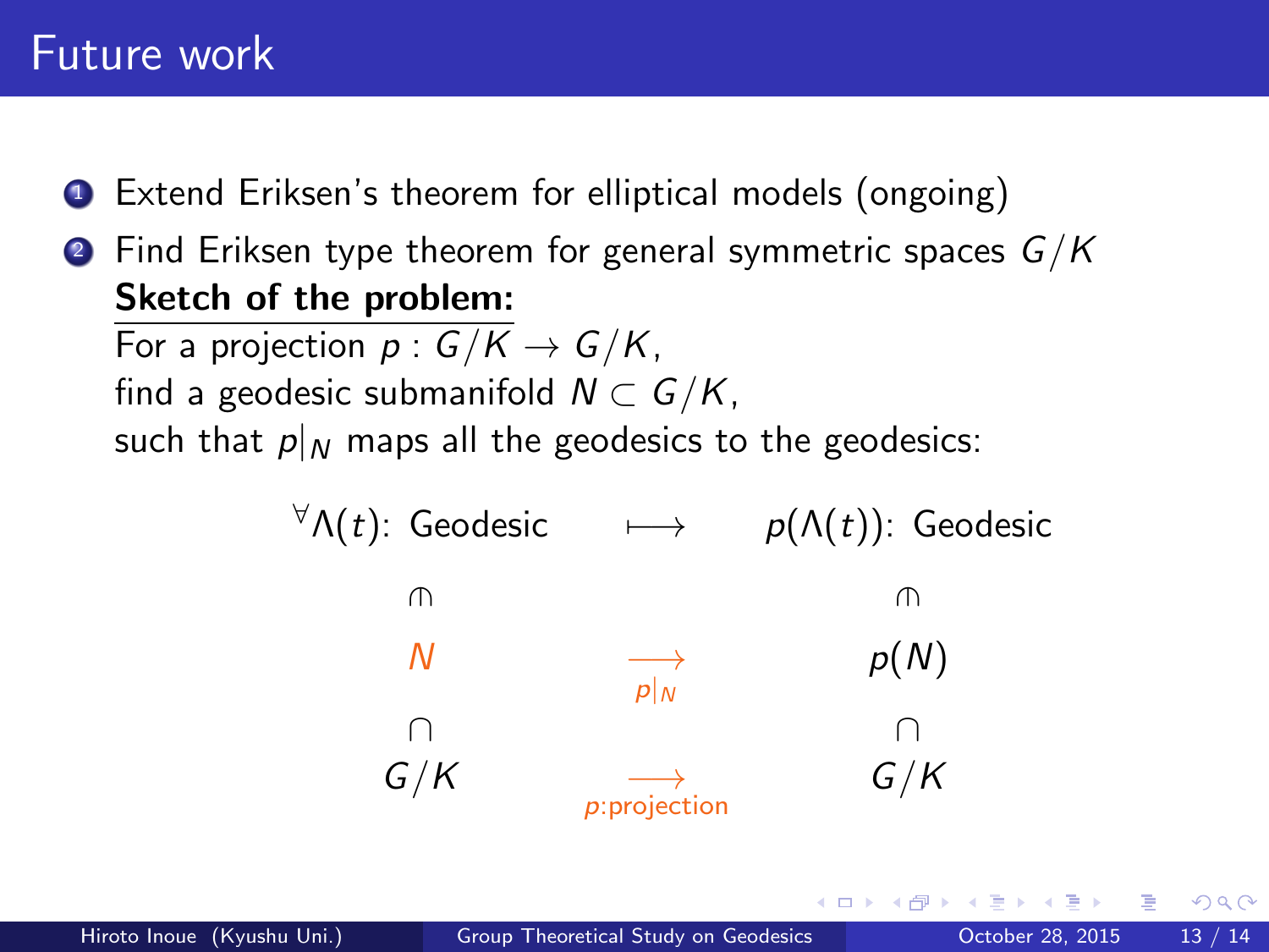# Future work

1. Extend Eriksen's theorem for elliptical models (ongoing)
2. Find Eriksen type theorem for general symmetric spaces $G/K$

   **Sketch of the problem:**

   For a projection $p : G/K \to G/K$,
   find a geodesic submanifold $N \subset G/K$,
   such that $p|_N$ maps all the geodesics to the geodesics:

$$
\begin{array}{ccc}
{}^{\forall}\Lambda(t)\text{: Geodesic} & \longmapsto & p(\Lambda(t))\text{: Geodesic} \\
\pitchfork & & \pitchfork \\
N & \xrightarrow[p|_N]{} & p(N) \\
\cap & & \cap \\
G/K & \xrightarrow[p\text{:projection}]{} & G/K
\end{array}
$$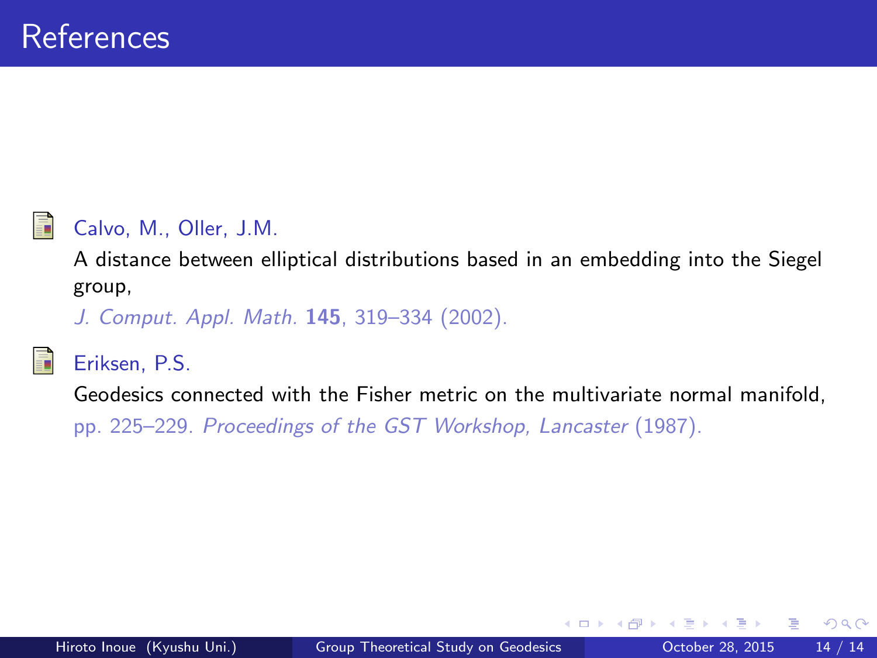# References

Calvo, M., Oller, J.M.

A distance between elliptical distributions based in an embedding into the Siegel group,

*J. Comput. Appl. Math.* **145**, 319–334 (2002).

Eriksen, P.S.

Geodesics connected with the Fisher metric on the multivariate normal manifold,

pp. 225–229. *Proceedings of the GST Workshop, Lancaster* (1987).